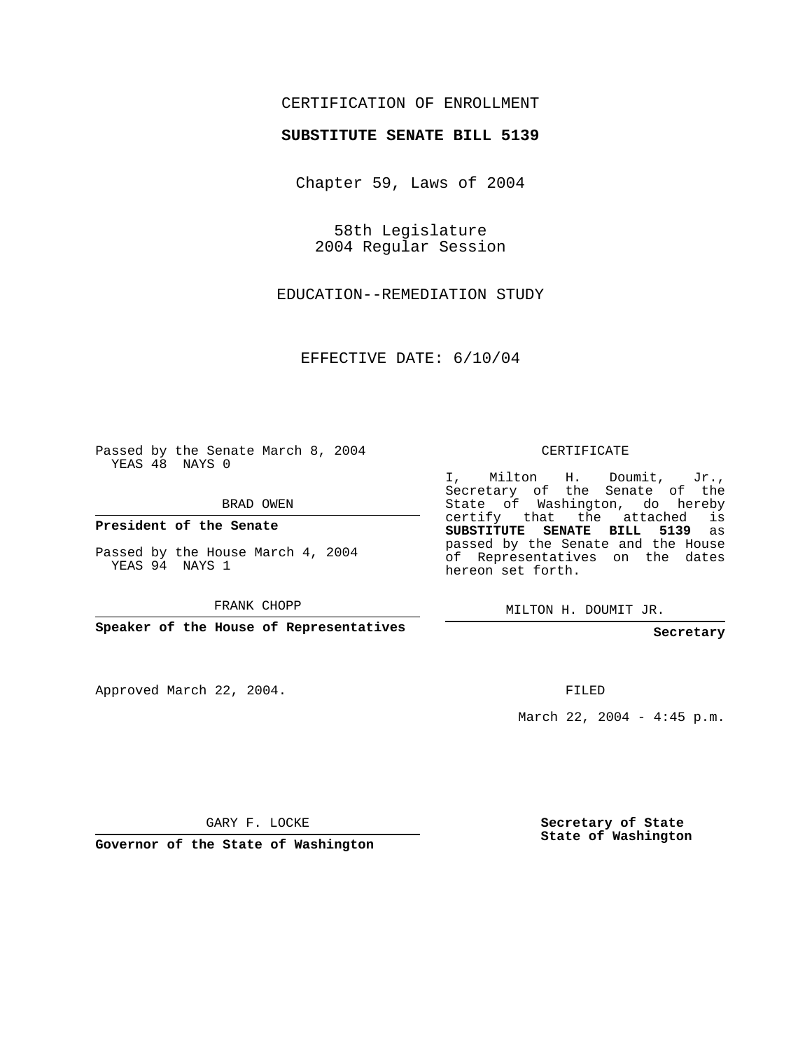CERTIFICATION OF ENROLLMENT

**SUBSTITUTE SENATE BILL 5139**

Chapter 59, Laws of 2004

58th Legislature
2004 Regular Session

EDUCATION--REMEDIATION STUDY

EFFECTIVE DATE: 6/10/04

Passed by the Senate March 8, 2004
YEAS 48 NAYS 0

BRAD OWEN

**President of the Senate**

Passed by the House March 4, 2004
YEAS 94 NAYS 1

FRANK CHOPP

**Speaker of the House of Representatives**

CERTIFICATE

I, Milton H. Doumit, Jr., Secretary of the Senate of the State of Washington, do hereby certify that the attached is **SUBSTITUTE SENATE BILL 5139** as passed by the Senate and the House of Representatives on the dates hereon set forth.

MILTON H. DOUMIT JR.

**Secretary**

Approved March 22, 2004.

FILED

March 22, 2004 - 4:45 p.m.

GARY F. LOCKE

**Governor of the State of Washington**

**Secretary of State**
**State of Washington**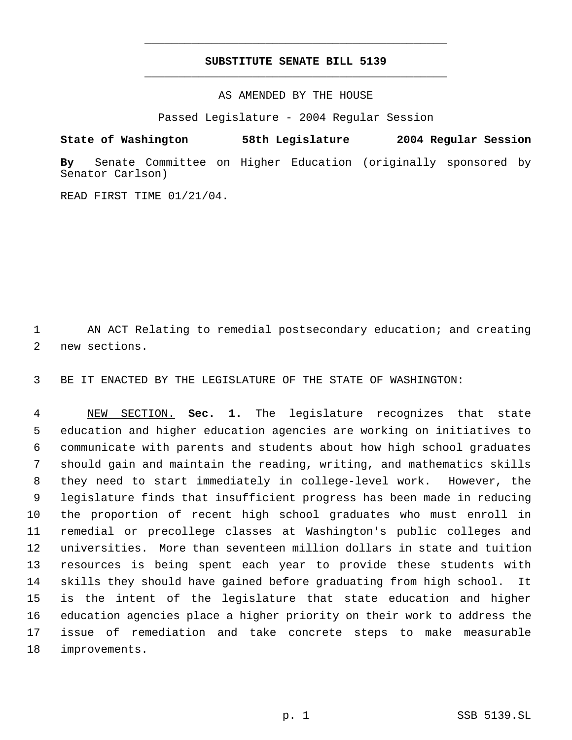**SUBSTITUTE SENATE BILL 5139**

AS AMENDED BY THE HOUSE

Passed Legislature - 2004 Regular Session

**State of Washington 58th Legislature 2004 Regular Session**

**By** Senate Committee on Higher Education (originally sponsored by Senator Carlson)

READ FIRST TIME 01/21/04.

AN ACT Relating to remedial postsecondary education; and creating new sections.

BE IT ENACTED BY THE LEGISLATURE OF THE STATE OF WASHINGTON:

NEW SECTION. **Sec. 1.** The legislature recognizes that state education and higher education agencies are working on initiatives to communicate with parents and students about how high school graduates should gain and maintain the reading, writing, and mathematics skills they need to start immediately in college-level work. However, the legislature finds that insufficient progress has been made in reducing the proportion of recent high school graduates who must enroll in remedial or precollege classes at Washington's public colleges and universities. More than seventeen million dollars in state and tuition resources is being spent each year to provide these students with skills they should have gained before graduating from high school. It is the intent of the legislature that state education and higher education agencies place a higher priority on their work to address the issue of remediation and take concrete steps to make measurable improvements.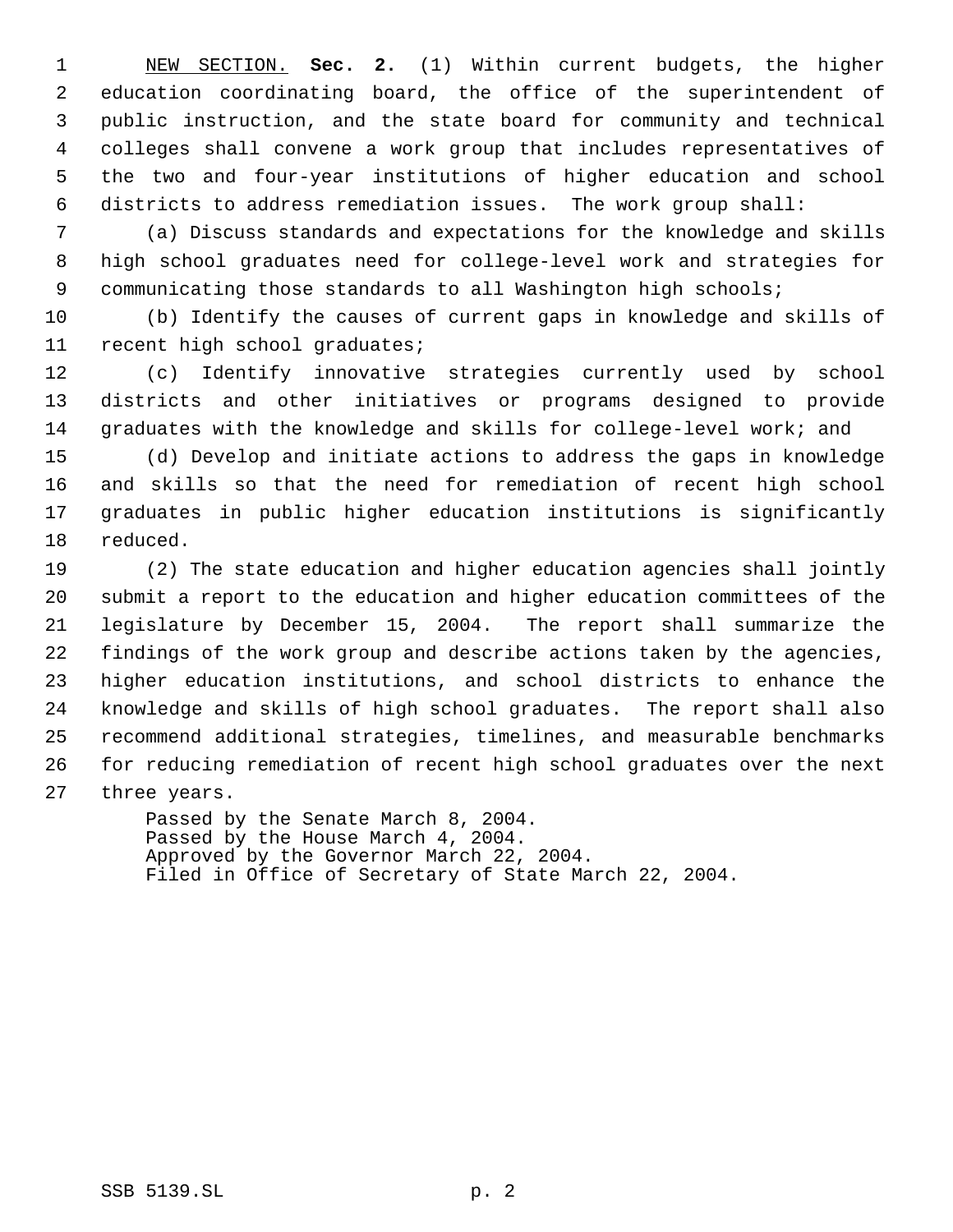NEW SECTION. **Sec. 2.** (1) Within current budgets, the higher education coordinating board, the office of the superintendent of public instruction, and the state board for community and technical colleges shall convene a work group that includes representatives of the two and four-year institutions of higher education and school districts to address remediation issues. The work group shall:

(a) Discuss standards and expectations for the knowledge and skills high school graduates need for college-level work and strategies for communicating those standards to all Washington high schools;

(b) Identify the causes of current gaps in knowledge and skills of recent high school graduates;

(c) Identify innovative strategies currently used by school districts and other initiatives or programs designed to provide graduates with the knowledge and skills for college-level work; and

(d) Develop and initiate actions to address the gaps in knowledge and skills so that the need for remediation of recent high school graduates in public higher education institutions is significantly reduced.

(2) The state education and higher education agencies shall jointly submit a report to the education and higher education committees of the legislature by December 15, 2004. The report shall summarize the findings of the work group and describe actions taken by the agencies, higher education institutions, and school districts to enhance the knowledge and skills of high school graduates. The report shall also recommend additional strategies, timelines, and measurable benchmarks for reducing remediation of recent high school graduates over the next three years.

Passed by the Senate March 8, 2004.
Passed by the House March 4, 2004.
Approved by the Governor March 22, 2004.
Filed in Office of Secretary of State March 22, 2004.